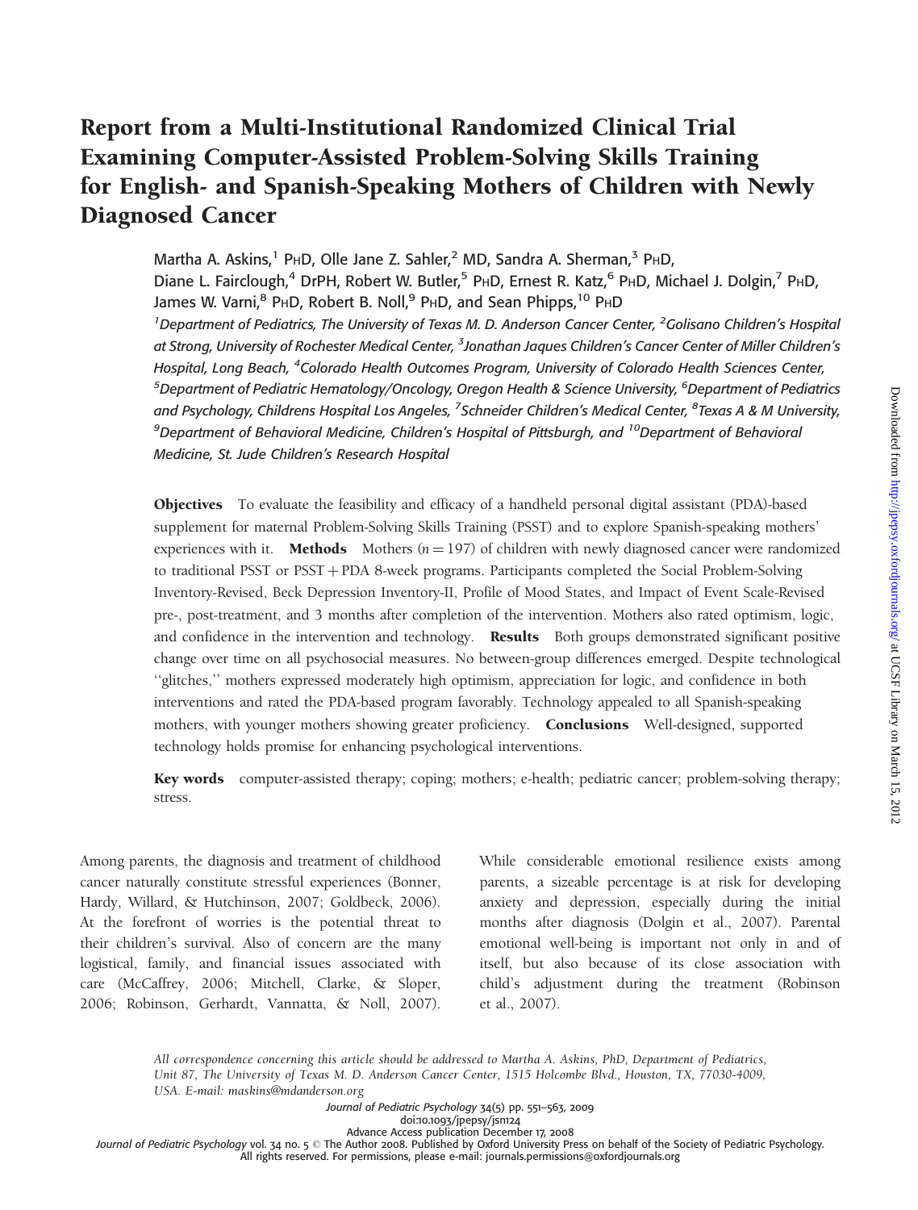# Report from a Multi-Institutional Randomized Clinical Trial Examining Computer-Assisted Problem-Solving Skills Training for English- and Spanish-Speaking Mothers of Children with Newly Diagnosed Cancer

Martha A. Askins,[1] PhD, Olle Jane Z. Sahler,[2] MD, Sandra A. Sherman,[3] PhD, Diane L. Fairclough,[4] DrPH, Robert W. Butler,[5] PhD, Ernest R. Katz,[6] PhD, Michael J. Dolgin,[7] PhD, James W. Varni,[8] PhD, Robert B. Noll,[9] PhD, and Sean Phipps,[10] PhD

*[1]Department of Pediatrics, The University of Texas M. D. Anderson Cancer Center, [2]Golisano Children's Hospital at Strong, University of Rochester Medical Center, [3]Jonathan Jaques Children's Cancer Center of Miller Children's Hospital, Long Beach, [4]Colorado Health Outcomes Program, University of Colorado Health Sciences Center, [5]Department of Pediatric Hematology/Oncology, Oregon Health & Science University, [6]Department of Pediatrics and Psychology, Childrens Hospital Los Angeles, [7]Schneider Children's Medical Center, [8]Texas A & M University, [9]Department of Behavioral Medicine, Children's Hospital of Pittsburgh, and [10]Department of Behavioral Medicine, St. Jude Children's Research Hospital*

**Objectives** To evaluate the feasibility and efficacy of a handheld personal digital assistant (PDA)-based supplement for maternal Problem-Solving Skills Training (PSST) and to explore Spanish-speaking mothers' experiences with it. **Methods** Mothers ($n = 197$) of children with newly diagnosed cancer were randomized to traditional PSST or PSST + PDA 8-week programs. Participants completed the Social Problem-Solving Inventory-Revised, Beck Depression Inventory-II, Profile of Mood States, and Impact of Event Scale-Revised pre-, post-treatment, and 3 months after completion of the intervention. Mothers also rated optimism, logic, and confidence in the intervention and technology. **Results** Both groups demonstrated significant positive change over time on all psychosocial measures. No between-group differences emerged. Despite technological "glitches," mothers expressed moderately high optimism, appreciation for logic, and confidence in both interventions and rated the PDA-based program favorably. Technology appealed to all Spanish-speaking mothers, with younger mothers showing greater proficiency. **Conclusions** Well-designed, supported technology holds promise for enhancing psychological interventions.

**Key words** computer-assisted therapy; coping; mothers; e-health; pediatric cancer; problem-solving therapy; stress.

Among parents, the diagnosis and treatment of childhood cancer naturally constitute stressful experiences (Bonner, Hardy, Willard, & Hutchinson, 2007; Goldbeck, 2006). At the forefront of worries is the potential threat to their children's survival. Also of concern are the many logistical, family, and financial issues associated with care (McCaffrey, 2006; Mitchell, Clarke, & Sloper, 2006; Robinson, Gerhardt, Vannatta, & Noll, 2007). While considerable emotional resilience exists among parents, a sizeable percentage is at risk for developing anxiety and depression, especially during the initial months after diagnosis (Dolgin et al., 2007). Parental emotional well-being is important not only in and of itself, but also because of its close association with child's adjustment during the treatment (Robinson et al., 2007).

*All correspondence concerning this article should be addressed to Martha A. Askins, PhD, Department of Pediatrics, Unit 87, The University of Texas M. D. Anderson Cancer Center, 1515 Holcombe Blvd., Houston, TX, 77030-4009, USA. E-mail: maskins@mdanderson.org*

doi:10.1093/jpepsy/jsn124

Advance Access publication December 17, 2008

Journal of Pediatric Psychology vol. 34 no. 5 © The Author 2008. Published by Oxford University Press on behalf of the Society of Pediatric Psychology. All rights reserved. For permissions, please e-mail: journals.permissions@oxfordjournals.org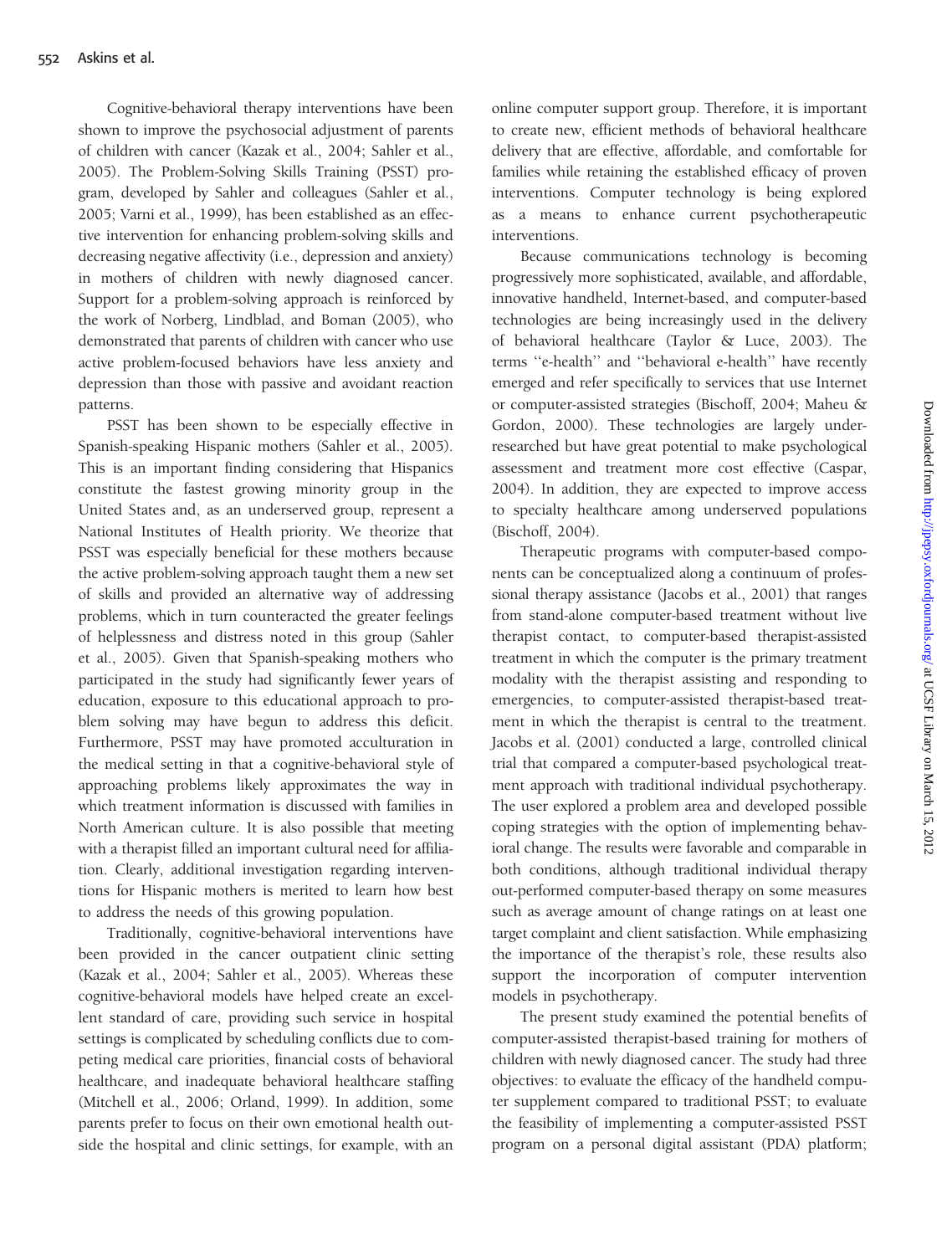Cognitive-behavioral therapy interventions have been shown to improve the psychosocial adjustment of parents of children with cancer (Kazak et al., 2004; Sahler et al., 2005). The Problem-Solving Skills Training (PSST) program, developed by Sahler and colleagues (Sahler et al., 2005; Varni et al., 1999), has been established as an effective intervention for enhancing problem-solving skills and decreasing negative affectivity (i.e., depression and anxiety) in mothers of children with newly diagnosed cancer. Support for a problem-solving approach is reinforced by the work of Norberg, Lindblad, and Boman (2005), who demonstrated that parents of children with cancer who use active problem-focused behaviors have less anxiety and depression than those with passive and avoidant reaction patterns.

PSST has been shown to be especially effective in Spanish-speaking Hispanic mothers (Sahler et al., 2005). This is an important finding considering that Hispanics constitute the fastest growing minority group in the United States and, as an underserved group, represent a National Institutes of Health priority. We theorize that PSST was especially beneficial for these mothers because the active problem-solving approach taught them a new set of skills and provided an alternative way of addressing problems, which in turn counteracted the greater feelings of helplessness and distress noted in this group (Sahler et al., 2005). Given that Spanish-speaking mothers who participated in the study had significantly fewer years of education, exposure to this educational approach to problem solving may have begun to address this deficit. Furthermore, PSST may have promoted acculturation in the medical setting in that a cognitive-behavioral style of approaching problems likely approximates the way in which treatment information is discussed with families in North American culture. It is also possible that meeting with a therapist filled an important cultural need for affiliation. Clearly, additional investigation regarding interventions for Hispanic mothers is merited to learn how best to address the needs of this growing population.

Traditionally, cognitive-behavioral interventions have been provided in the cancer outpatient clinic setting (Kazak et al., 2004; Sahler et al., 2005). Whereas these cognitive-behavioral models have helped create an excellent standard of care, providing such service in hospital settings is complicated by scheduling conflicts due to competing medical care priorities, financial costs of behavioral healthcare, and inadequate behavioral healthcare staffing (Mitchell et al., 2006; Orland, 1999). In addition, some parents prefer to focus on their own emotional health outside the hospital and clinic settings, for example, with an online computer support group. Therefore, it is important to create new, efficient methods of behavioral healthcare delivery that are effective, affordable, and comfortable for families while retaining the established efficacy of proven interventions. Computer technology is being explored as a means to enhance current psychotherapeutic interventions.

Because communications technology is becoming progressively more sophisticated, available, and affordable, innovative handheld, Internet-based, and computer-based technologies are being increasingly used in the delivery of behavioral healthcare (Taylor & Luce, 2003). The terms "e-health" and "behavioral e-health" have recently emerged and refer specifically to services that use Internet or computer-assisted strategies (Bischoff, 2004; Maheu & Gordon, 2000). These technologies are largely under-researched but have great potential to make psychological assessment and treatment more cost effective (Caspar, 2004). In addition, they are expected to improve access to specialty healthcare among underserved populations (Bischoff, 2004).

Therapeutic programs with computer-based components can be conceptualized along a continuum of professional therapy assistance (Jacobs et al., 2001) that ranges from stand-alone computer-based treatment without live therapist contact, to computer-based therapist-assisted treatment in which the computer is the primary treatment modality with the therapist assisting and responding to emergencies, to computer-assisted therapist-based treatment in which the therapist is central to the treatment. Jacobs et al. (2001) conducted a large, controlled clinical trial that compared a computer-based psychological treatment approach with traditional individual psychotherapy. The user explored a problem area and developed possible coping strategies with the option of implementing behavioral change. The results were favorable and comparable in both conditions, although traditional individual therapy out-performed computer-based therapy on some measures such as average amount of change ratings on at least one target complaint and client satisfaction. While emphasizing the importance of the therapist's role, these results also support the incorporation of computer intervention models in psychotherapy.

The present study examined the potential benefits of computer-assisted therapist-based training for mothers of children with newly diagnosed cancer. The study had three objectives: to evaluate the efficacy of the handheld computer supplement compared to traditional PSST; to evaluate the feasibility of implementing a computer-assisted PSST program on a personal digital assistant (PDA) platform;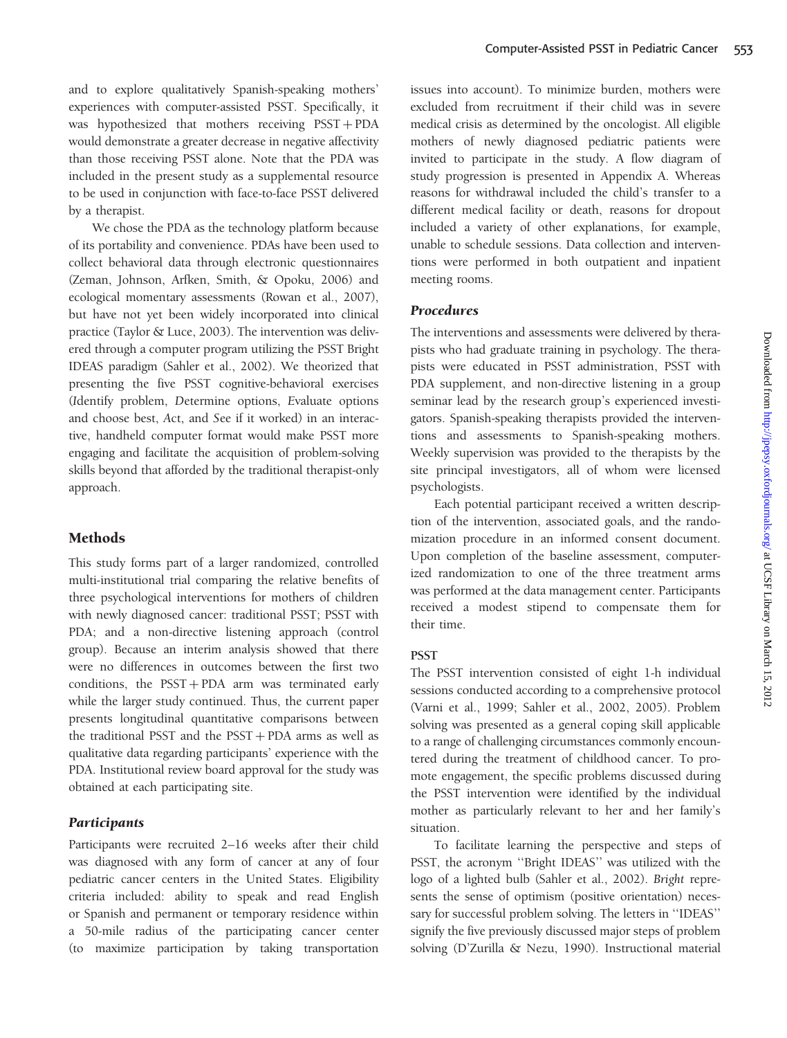and to explore qualitatively Spanish-speaking mothers' experiences with computer-assisted PSST. Specifically, it was hypothesized that mothers receiving PSST + PDA would demonstrate a greater decrease in negative affectivity than those receiving PSST alone. Note that the PDA was included in the present study as a supplemental resource to be used in conjunction with face-to-face PSST delivered by a therapist.

We chose the PDA as the technology platform because of its portability and convenience. PDAs have been used to collect behavioral data through electronic questionnaires (Zeman, Johnson, Arfken, Smith, & Opoku, 2006) and ecological momentary assessments (Rowan et al., 2007), but have not yet been widely incorporated into clinical practice (Taylor & Luce, 2003). The intervention was delivered through a computer program utilizing the PSST Bright IDEAS paradigm (Sahler et al., 2002). We theorized that presenting the five PSST cognitive-behavioral exercises (*I*dentify problem, *D*etermine options, *E*valuate options and choose best, *A*ct, and *S*ee if it worked) in an interactive, handheld computer format would make PSST more engaging and facilitate the acquisition of problem-solving skills beyond that afforded by the traditional therapist-only approach.

## Methods

This study forms part of a larger randomized, controlled multi-institutional trial comparing the relative benefits of three psychological interventions for mothers of children with newly diagnosed cancer: traditional PSST; PSST with PDA; and a non-directive listening approach (control group). Because an interim analysis showed that there were no differences in outcomes between the first two conditions, the PSST + PDA arm was terminated early while the larger study continued. Thus, the current paper presents longitudinal quantitative comparisons between the traditional PSST and the PSST + PDA arms as well as qualitative data regarding participants' experience with the PDA. Institutional review board approval for the study was obtained at each participating site.

### Participants

Participants were recruited 2–16 weeks after their child was diagnosed with any form of cancer at any of four pediatric cancer centers in the United States. Eligibility criteria included: ability to speak and read English or Spanish and permanent or temporary residence within a 50-mile radius of the participating cancer center (to maximize participation by taking transportation issues into account). To minimize burden, mothers were excluded from recruitment if their child was in severe medical crisis as determined by the oncologist. All eligible mothers of newly diagnosed pediatric patients were invited to participate in the study. A flow diagram of study progression is presented in Appendix A. Whereas reasons for withdrawal included the child's transfer to a different medical facility or death, reasons for dropout included a variety of other explanations, for example, unable to schedule sessions. Data collection and interventions were performed in both outpatient and inpatient meeting rooms.

### Procedures

The interventions and assessments were delivered by therapists who had graduate training in psychology. The therapists were educated in PSST administration, PSST with PDA supplement, and non-directive listening in a group seminar lead by the research group's experienced investigators. Spanish-speaking therapists provided the interventions and assessments to Spanish-speaking mothers. Weekly supervision was provided to the therapists by the site principal investigators, all of whom were licensed psychologists.

Each potential participant received a written description of the intervention, associated goals, and the randomization procedure in an informed consent document. Upon completion of the baseline assessment, computerized randomization to one of the three treatment arms was performed at the data management center. Participants received a modest stipend to compensate them for their time.

#### PSST

The PSST intervention consisted of eight 1-h individual sessions conducted according to a comprehensive protocol (Varni et al., 1999; Sahler et al., 2002, 2005). Problem solving was presented as a general coping skill applicable to a range of challenging circumstances commonly encountered during the treatment of childhood cancer. To promote engagement, the specific problems discussed during the PSST intervention were identified by the individual mother as particularly relevant to her and her family's situation.

To facilitate learning the perspective and steps of PSST, the acronym ''Bright IDEAS'' was utilized with the logo of a lighted bulb (Sahler et al., 2002). *Bright* represents the sense of optimism (positive orientation) necessary for successful problem solving. The letters in ''IDEAS'' signify the five previously discussed major steps of problem solving (D'Zurilla & Nezu, 1990). Instructional material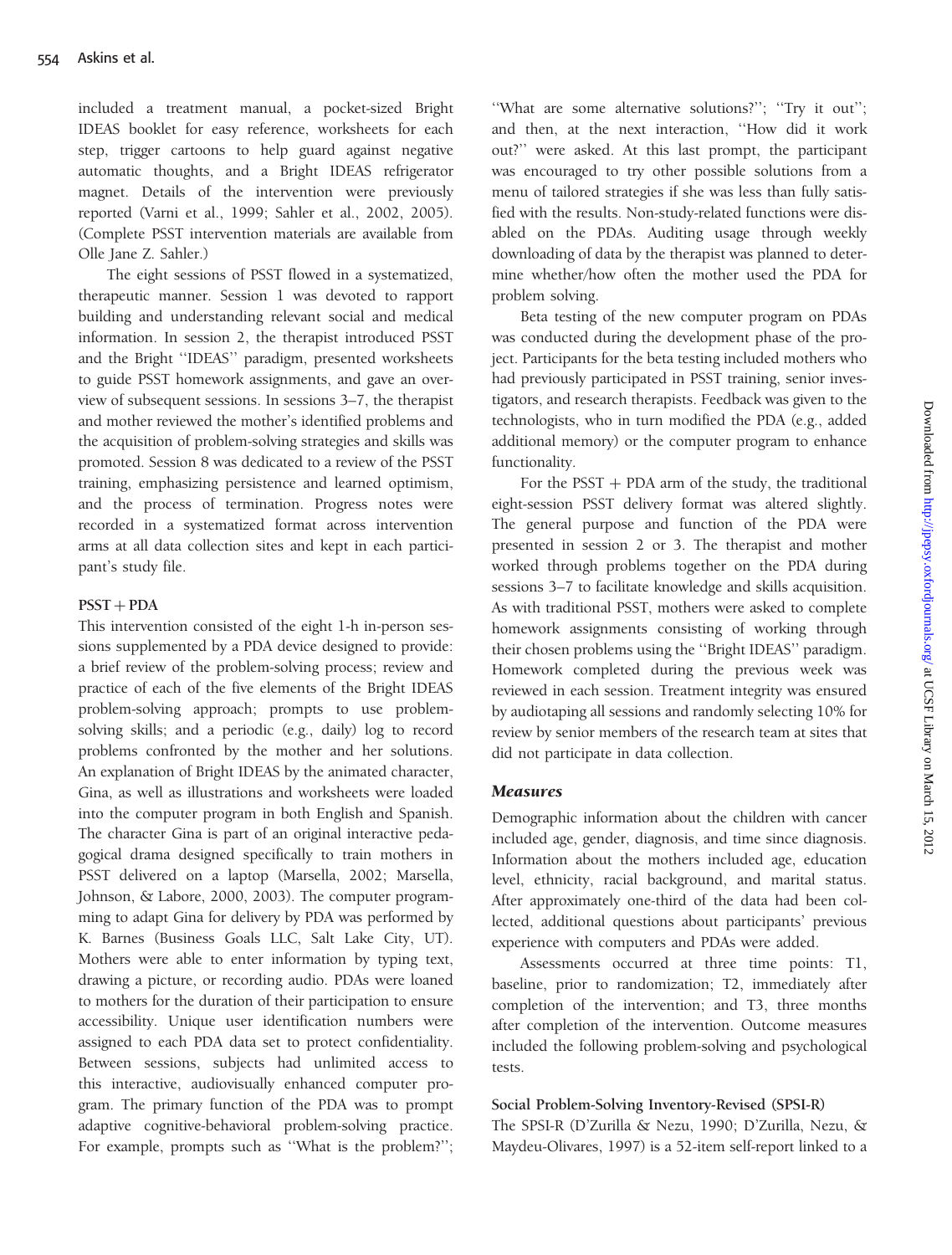included a treatment manual, a pocket-sized Bright IDEAS booklet for easy reference, worksheets for each step, trigger cartoons to help guard against negative automatic thoughts, and a Bright IDEAS refrigerator magnet. Details of the intervention were previously reported (Varni et al., 1999; Sahler et al., 2002, 2005). (Complete PSST intervention materials are available from Olle Jane Z. Sahler.)

The eight sessions of PSST flowed in a systematized, therapeutic manner. Session 1 was devoted to rapport building and understanding relevant social and medical information. In session 2, the therapist introduced PSST and the Bright ''IDEAS'' paradigm, presented worksheets to guide PSST homework assignments, and gave an overview of subsequent sessions. In sessions 3–7, the therapist and mother reviewed the mother's identified problems and the acquisition of problem-solving strategies and skills was promoted. Session 8 was dedicated to a review of the PSST training, emphasizing persistence and learned optimism, and the process of termination. Progress notes were recorded in a systematized format across intervention arms at all data collection sites and kept in each participant's study file.

**PSST + PDA**

This intervention consisted of the eight 1-h in-person sessions supplemented by a PDA device designed to provide: a brief review of the problem-solving process; review and practice of each of the five elements of the Bright IDEAS problem-solving approach; prompts to use problem-solving skills; and a periodic (e.g., daily) log to record problems confronted by the mother and her solutions. An explanation of Bright IDEAS by the animated character, Gina, as well as illustrations and worksheets were loaded into the computer program in both English and Spanish. The character Gina is part of an original interactive pedagogical drama designed specifically to train mothers in PSST delivered on a laptop (Marsella, 2002; Marsella, Johnson, & Labore, 2000, 2003). The computer programming to adapt Gina for delivery by PDA was performed by K. Barnes (Business Goals LLC, Salt Lake City, UT). Mothers were able to enter information by typing text, drawing a picture, or recording audio. PDAs were loaned to mothers for the duration of their participation to ensure accessibility. Unique user identification numbers were assigned to each PDA data set to protect confidentiality. Between sessions, subjects had unlimited access to this interactive, audiovisually enhanced computer program. The primary function of the PDA was to prompt adaptive cognitive-behavioral problem-solving practice. For example, prompts such as ''What is the problem?''; ''What are some alternative solutions?''; ''Try it out''; and then, at the next interaction, ''How did it work out?'' were asked. At this last prompt, the participant was encouraged to try other possible solutions from a menu of tailored strategies if she was less than fully satisfied with the results. Non-study-related functions were disabled on the PDAs. Auditing usage through weekly downloading of data by the therapist was planned to determine whether/how often the mother used the PDA for problem solving.

Beta testing of the new computer program on PDAs was conducted during the development phase of the project. Participants for the beta testing included mothers who had previously participated in PSST training, senior investigators, and research therapists. Feedback was given to the technologists, who in turn modified the PDA (e.g., added additional memory) or the computer program to enhance functionality.

For the PSST + PDA arm of the study, the traditional eight-session PSST delivery format was altered slightly. The general purpose and function of the PDA were presented in session 2 or 3. The therapist and mother worked through problems together on the PDA during sessions 3–7 to facilitate knowledge and skills acquisition. As with traditional PSST, mothers were asked to complete homework assignments consisting of working through their chosen problems using the ''Bright IDEAS'' paradigm. Homework completed during the previous week was reviewed in each session. Treatment integrity was ensured by audiotaping all sessions and randomly selecting 10% for review by senior members of the research team at sites that did not participate in data collection.

## Measures

Demographic information about the children with cancer included age, gender, diagnosis, and time since diagnosis. Information about the mothers included age, education level, ethnicity, racial background, and marital status. After approximately one-third of the data had been collected, additional questions about participants' previous experience with computers and PDAs were added.

Assessments occurred at three time points: T1, baseline, prior to randomization; T2, immediately after completion of the intervention; and T3, three months after completion of the intervention. Outcome measures included the following problem-solving and psychological tests.

**Social Problem-Solving Inventory-Revised (SPSI-R)**

The SPSI-R (D'Zurilla & Nezu, 1990; D'Zurilla, Nezu, & Maydeu-Olivares, 1997) is a 52-item self-report linked to a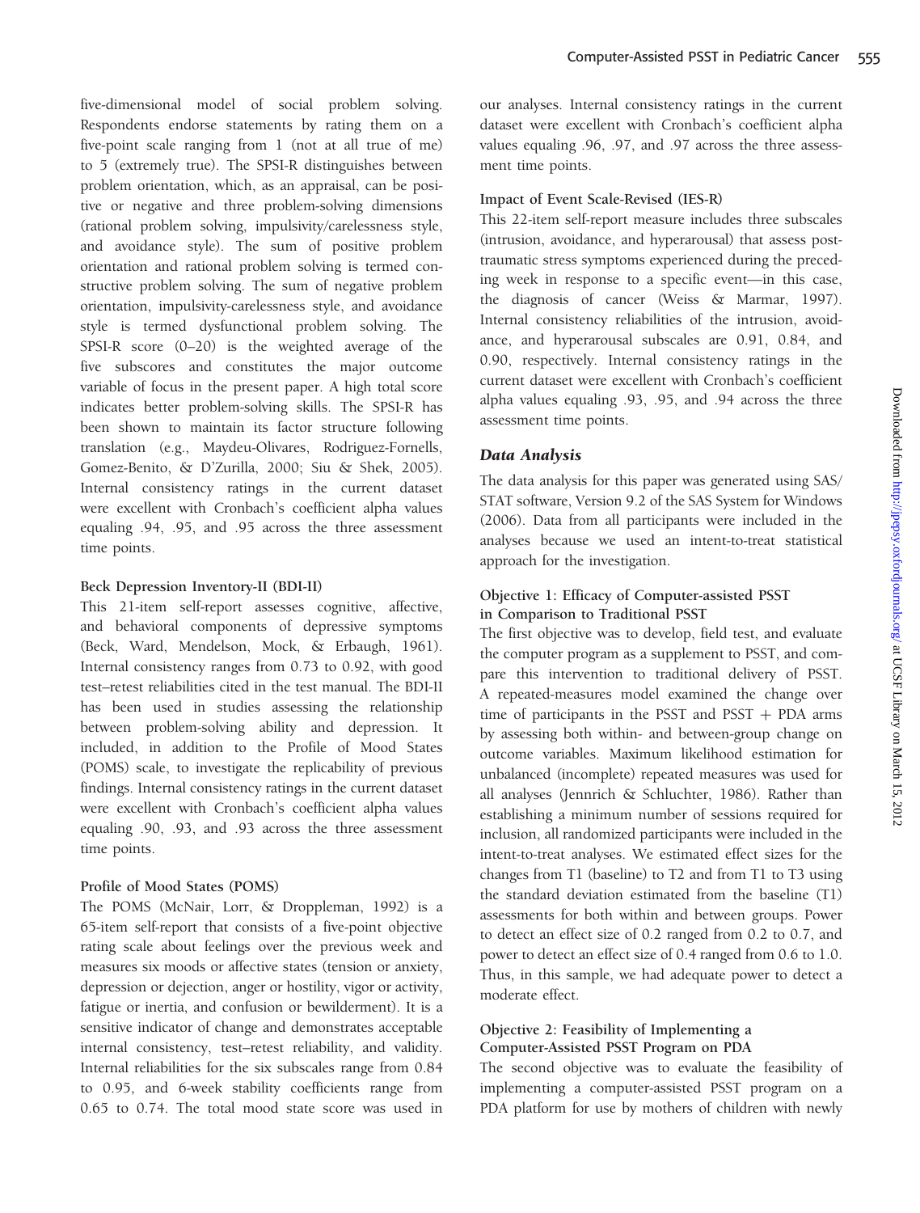five-dimensional model of social problem solving. Respondents endorse statements by rating them on a five-point scale ranging from 1 (not at all true of me) to 5 (extremely true). The SPSI-R distinguishes between problem orientation, which, as an appraisal, can be positive or negative and three problem-solving dimensions (rational problem solving, impulsivity/carelessness style, and avoidance style). The sum of positive problem orientation and rational problem solving is termed constructive problem solving. The sum of negative problem orientation, impulsivity-carelessness style, and avoidance style is termed dysfunctional problem solving. The SPSI-R score (0–20) is the weighted average of the five subscores and constitutes the major outcome variable of focus in the present paper. A high total score indicates better problem-solving skills. The SPSI-R has been shown to maintain its factor structure following translation (e.g., Maydeu-Olivares, Rodriguez-Fornells, Gomez-Benito, & D'Zurilla, 2000; Siu & Shek, 2005). Internal consistency ratings in the current dataset were excellent with Cronbach's coefficient alpha values equaling .94, .95, and .95 across the three assessment time points.

#### Beck Depression Inventory-II (BDI-II)

This 21-item self-report assesses cognitive, affective, and behavioral components of depressive symptoms (Beck, Ward, Mendelson, Mock, & Erbaugh, 1961). Internal consistency ranges from 0.73 to 0.92, with good test–retest reliabilities cited in the test manual. The BDI-II has been used in studies assessing the relationship between problem-solving ability and depression. It included, in addition to the Profile of Mood States (POMS) scale, to investigate the replicability of previous findings. Internal consistency ratings in the current dataset were excellent with Cronbach's coefficient alpha values equaling .90, .93, and .93 across the three assessment time points.

#### Profile of Mood States (POMS)

The POMS (McNair, Lorr, & Droppleman, 1992) is a 65-item self-report that consists of a five-point objective rating scale about feelings over the previous week and measures six moods or affective states (tension or anxiety, depression or dejection, anger or hostility, vigor or activity, fatigue or inertia, and confusion or bewilderment). It is a sensitive indicator of change and demonstrates acceptable internal consistency, test–retest reliability, and validity. Internal reliabilities for the six subscales range from 0.84 to 0.95, and 6-week stability coefficients range from 0.65 to 0.74. The total mood state score was used in our analyses. Internal consistency ratings in the current dataset were excellent with Cronbach's coefficient alpha values equaling .96, .97, and .97 across the three assessment time points.

#### Impact of Event Scale-Revised (IES-R)

This 22-item self-report measure includes three subscales (intrusion, avoidance, and hyperarousal) that assess posttraumatic stress symptoms experienced during the preceding week in response to a specific event—in this case, the diagnosis of cancer (Weiss & Marmar, 1997). Internal consistency reliabilities of the intrusion, avoidance, and hyperarousal subscales are 0.91, 0.84, and 0.90, respectively. Internal consistency ratings in the current dataset were excellent with Cronbach's coefficient alpha values equaling .93, .95, and .94 across the three assessment time points.

### *Data Analysis*

The data analysis for this paper was generated using SAS/STAT software, Version 9.2 of the SAS System for Windows (2006). Data from all participants were included in the analyses because we used an intent-to-treat statistical approach for the investigation.

#### Objective 1: Efficacy of Computer-assisted PSST in Comparison to Traditional PSST

The first objective was to develop, field test, and evaluate the computer program as a supplement to PSST, and compare this intervention to traditional delivery of PSST. A repeated-measures model examined the change over time of participants in the PSST and PSST + PDA arms by assessing both within- and between-group change on outcome variables. Maximum likelihood estimation for unbalanced (incomplete) repeated measures was used for all analyses (Jennrich & Schluchter, 1986). Rather than establishing a minimum number of sessions required for inclusion, all randomized participants were included in the intent-to-treat analyses. We estimated effect sizes for the changes from T1 (baseline) to T2 and from T1 to T3 using the standard deviation estimated from the baseline (T1) assessments for both within and between groups. Power to detect an effect size of 0.2 ranged from 0.2 to 0.7, and power to detect an effect size of 0.4 ranged from 0.6 to 1.0. Thus, in this sample, we had adequate power to detect a moderate effect.

#### Objective 2: Feasibility of Implementing a Computer-Assisted PSST Program on PDA

The second objective was to evaluate the feasibility of implementing a computer-assisted PSST program on a PDA platform for use by mothers of children with newly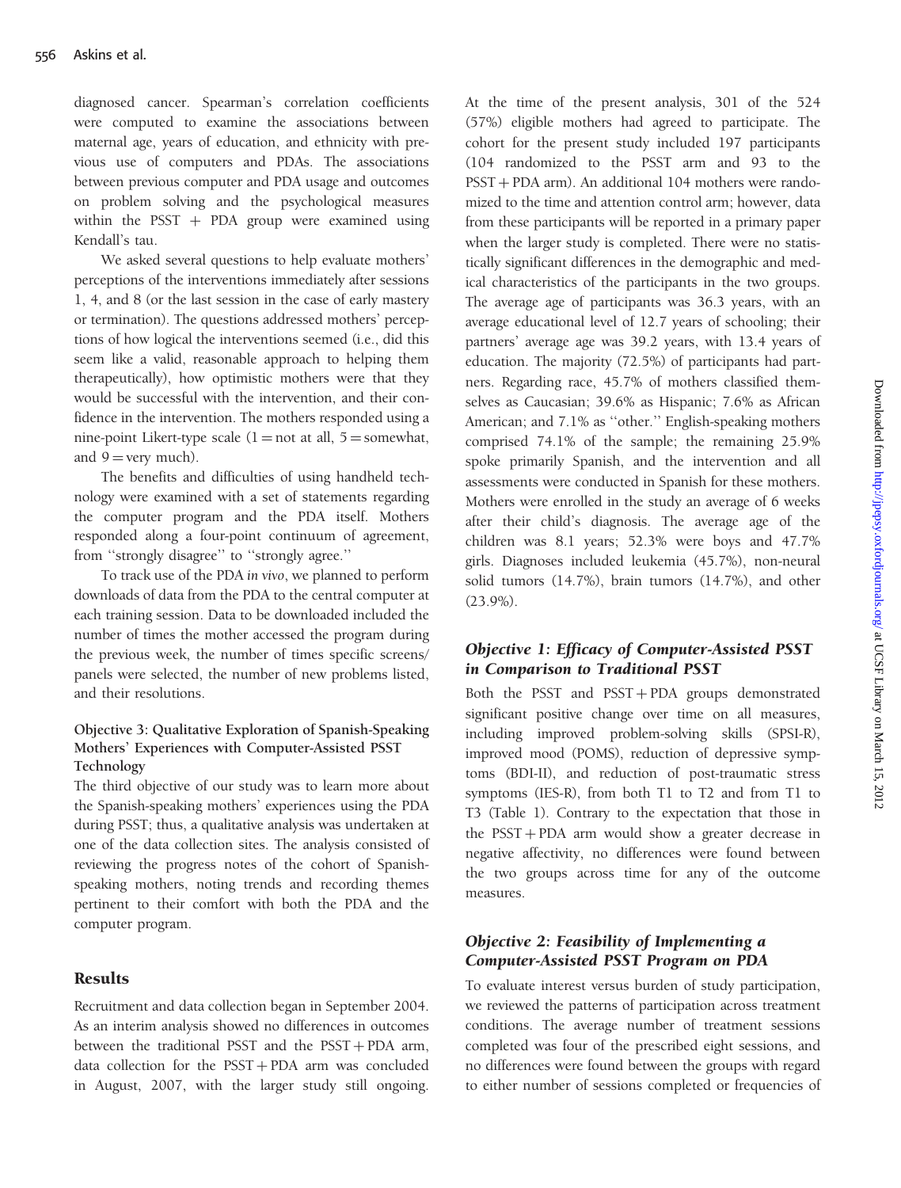diagnosed cancer. Spearman's correlation coefficients were computed to examine the associations between maternal age, years of education, and ethnicity with previous use of computers and PDAs. The associations between previous computer and PDA usage and outcomes on problem solving and the psychological measures within the PSST + PDA group were examined using Kendall's tau.

We asked several questions to help evaluate mothers' perceptions of the interventions immediately after sessions 1, 4, and 8 (or the last session in the case of early mastery or termination). The questions addressed mothers' perceptions of how logical the interventions seemed (i.e., did this seem like a valid, reasonable approach to helping them therapeutically), how optimistic mothers were that they would be successful with the intervention, and their confidence in the intervention. The mothers responded using a nine-point Likert-type scale (1 = not at all, 5 = somewhat, and 9 = very much).

The benefits and difficulties of using handheld technology were examined with a set of statements regarding the computer program and the PDA itself. Mothers responded along a four-point continuum of agreement, from ''strongly disagree'' to ''strongly agree.''

To track use of the PDA *in vivo*, we planned to perform downloads of data from the PDA to the central computer at each training session. Data to be downloaded included the number of times the mother accessed the program during the previous week, the number of times specific screens/panels were selected, the number of new problems listed, and their resolutions.

### Objective 3: Qualitative Exploration of Spanish-Speaking Mothers' Experiences with Computer-Assisted PSST Technology

The third objective of our study was to learn more about the Spanish-speaking mothers' experiences using the PDA during PSST; thus, a qualitative analysis was undertaken at one of the data collection sites. The analysis consisted of reviewing the progress notes of the cohort of Spanish-speaking mothers, noting trends and recording themes pertinent to their comfort with both the PDA and the computer program.

## Results

Recruitment and data collection began in September 2004. As an interim analysis showed no differences in outcomes between the traditional PSST and the PSST + PDA arm, data collection for the PSST + PDA arm was concluded in August, 2007, with the larger study still ongoing. At the time of the present analysis, 301 of the 524 (57%) eligible mothers had agreed to participate. The cohort for the present study included 197 participants (104 randomized to the PSST arm and 93 to the PSST + PDA arm). An additional 104 mothers were randomized to the time and attention control arm; however, data from these participants will be reported in a primary paper when the larger study is completed. There were no statistically significant differences in the demographic and medical characteristics of the participants in the two groups. The average age of participants was 36.3 years, with an average educational level of 12.7 years of schooling; their partners' average age was 39.2 years, with 13.4 years of education. The majority (72.5%) of participants had partners. Regarding race, 45.7% of mothers classified themselves as Caucasian; 39.6% as Hispanic; 7.6% as African American; and 7.1% as ''other.'' English-speaking mothers comprised 74.1% of the sample; the remaining 25.9% spoke primarily Spanish, and the intervention and all assessments were conducted in Spanish for these mothers. Mothers were enrolled in the study an average of 6 weeks after their child's diagnosis. The average age of the children was 8.1 years; 52.3% were boys and 47.7% girls. Diagnoses included leukemia (45.7%), non-neural solid tumors (14.7%), brain tumors (14.7%), and other (23.9%).

### *Objective 1: Efficacy of Computer-Assisted PSST in Comparison to Traditional PSST*

Both the PSST and PSST + PDA groups demonstrated significant positive change over time on all measures, including improved problem-solving skills (SPSI-R), improved mood (POMS), reduction of depressive symptoms (BDI-II), and reduction of post-traumatic stress symptoms (IES-R), from both T1 to T2 and from T1 to T3 (Table 1). Contrary to the expectation that those in the PSST + PDA arm would show a greater decrease in negative affectivity, no differences were found between the two groups across time for any of the outcome measures.

### *Objective 2: Feasibility of Implementing a Computer-Assisted PSST Program on PDA*

To evaluate interest versus burden of study participation, we reviewed the patterns of participation across treatment conditions. The average number of treatment sessions completed was four of the prescribed eight sessions, and no differences were found between the groups with regard to either number of sessions completed or frequencies of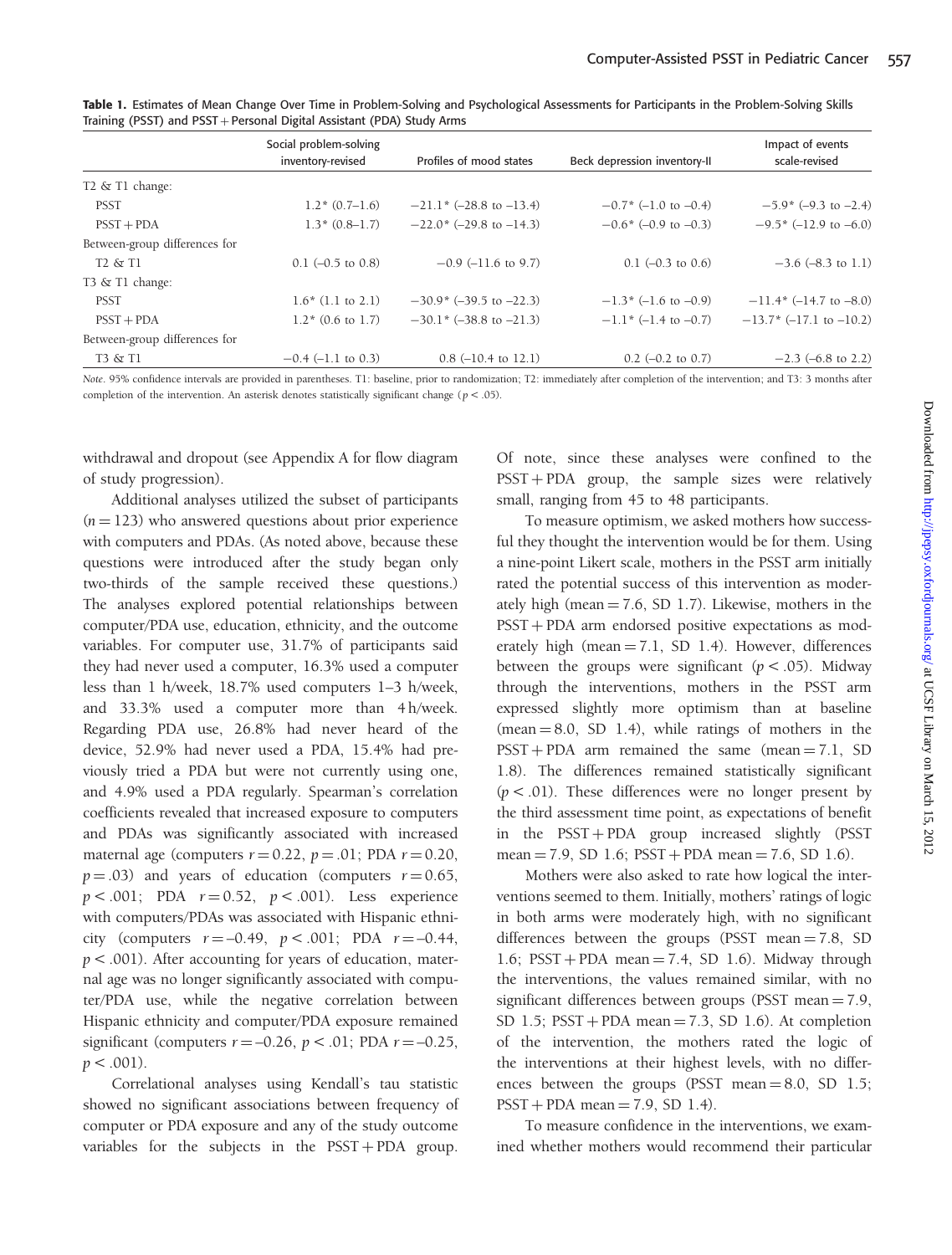**Table 1.** Estimates of Mean Change Over Time in Problem-Solving and Psychological Assessments for Participants in the Problem-Solving Skills Training (PSST) and PSST + Personal Digital Assistant (PDA) Study Arms

| | Social problem-solving inventory-revised | Profiles of mood states | Beck depression inventory-II | Impact of events scale-revised |
|---|---|---|---|---|
| T2 & T1 change: | | | | |
| PSST | 1.2* (0.7–1.6) | −21.1* (−28.8 to −13.4) | −0.7* (−1.0 to −0.4) | −5.9* (−9.3 to −2.4) |
| PSST + PDA | 1.3* (0.8–1.7) | −22.0* (−29.8 to −14.3) | −0.6* (−0.9 to −0.3) | −9.5* (−12.9 to −6.0) |
| Between-group differences for | | | | |
| T2 & T1 | 0.1 (−0.5 to 0.8) | −0.9 (−11.6 to 9.7) | 0.1 (−0.3 to 0.6) | −3.6 (−8.3 to 1.1) |
| T3 & T1 change: | | | | |
| PSST | 1.6* (1.1 to 2.1) | −30.9* (−39.5 to −22.3) | −1.3* (−1.6 to −0.9) | −11.4* (−14.7 to −8.0) |
| PSST + PDA | 1.2* (0.6 to 1.7) | −30.1* (−38.8 to −21.3) | −1.1* (−1.4 to −0.7) | −13.7* (−17.1 to −10.2) |
| Between-group differences for | | | | |
| T3 & T1 | −0.4 (−1.1 to 0.3) | 0.8 (−10.4 to 12.1) | 0.2 (−0.2 to 0.7) | −2.3 (−6.8 to 2.2) |

*Note*. 95% confidence intervals are provided in parentheses. T1: baseline, prior to randomization; T2: immediately after completion of the intervention; and T3: 3 months after completion of the intervention. An asterisk denotes statistically significant change ($p < .05$).

withdrawal and dropout (see Appendix A for flow diagram of study progression).

Additional analyses utilized the subset of participants ($n = 123$) who answered questions about prior experience with computers and PDAs. (As noted above, because these questions were introduced after the study began only two-thirds of the sample received these questions.) The analyses explored potential relationships between computer/PDA use, education, ethnicity, and the outcome variables. For computer use, 31.7% of participants said they had never used a computer, 16.3% used a computer less than 1 h/week, 18.7% used computers 1–3 h/week, and 33.3% used a computer more than 4 h/week. Regarding PDA use, 26.8% had never heard of the device, 52.9% had never used a PDA, 15.4% had previously tried a PDA but were not currently using one, and 4.9% used a PDA regularly. Spearman's correlation coefficients revealed that increased exposure to computers and PDAs was significantly associated with increased maternal age (computers $r = 0.22$, $p = .01$; PDA $r = 0.20$, $p = .03$) and years of education (computers $r = 0.65$, $p < .001$; PDA $r = 0.52$, $p < .001$). Less experience with computers/PDAs was associated with Hispanic ethnicity (computers $r = -0.49$, $p < .001$; PDA $r = -0.44$, $p < .001$). After accounting for years of education, maternal age was no longer significantly associated with computer/PDA use, while the negative correlation between Hispanic ethnicity and computer/PDA exposure remained significant (computers $r = -0.26$, $p < .01$; PDA $r = -0.25$, $p < .001$).

Correlational analyses using Kendall's tau statistic showed no significant associations between frequency of computer or PDA exposure and any of the study outcome variables for the subjects in the PSST + PDA group. Of note, since these analyses were confined to the PSST + PDA group, the sample sizes were relatively small, ranging from 45 to 48 participants.

To measure optimism, we asked mothers how successful they thought the intervention would be for them. Using a nine-point Likert scale, mothers in the PSST arm initially rated the potential success of this intervention as moderately high (mean = 7.6, SD 1.7). Likewise, mothers in the PSST + PDA arm endorsed positive expectations as moderately high (mean = 7.1, SD 1.4). However, differences between the groups were significant ($p < .05$). Midway through the interventions, mothers in the PSST arm expressed slightly more optimism than at baseline (mean = 8.0, SD 1.4), while ratings of mothers in the PSST + PDA arm remained the same (mean = 7.1, SD 1.8). The differences remained statistically significant ($p < .01$). These differences were no longer present by the third assessment time point, as expectations of benefit in the PSST + PDA group increased slightly (PSST mean = 7.9, SD 1.6; PSST + PDA mean = 7.6, SD 1.6).

Mothers were also asked to rate how logical the interventions seemed to them. Initially, mothers' ratings of logic in both arms were moderately high, with no significant differences between the groups (PSST mean = 7.8, SD 1.6; PSST + PDA mean = 7.4, SD 1.6). Midway through the interventions, the values remained similar, with no significant differences between groups (PSST mean = 7.9, SD 1.5; PSST + PDA mean = 7.3, SD 1.6). At completion of the intervention, the mothers rated the logic of the interventions at their highest levels, with no differences between the groups (PSST mean = 8.0, SD 1.5; PSST + PDA mean = 7.9, SD 1.4).

To measure confidence in the interventions, we examined whether mothers would recommend their particular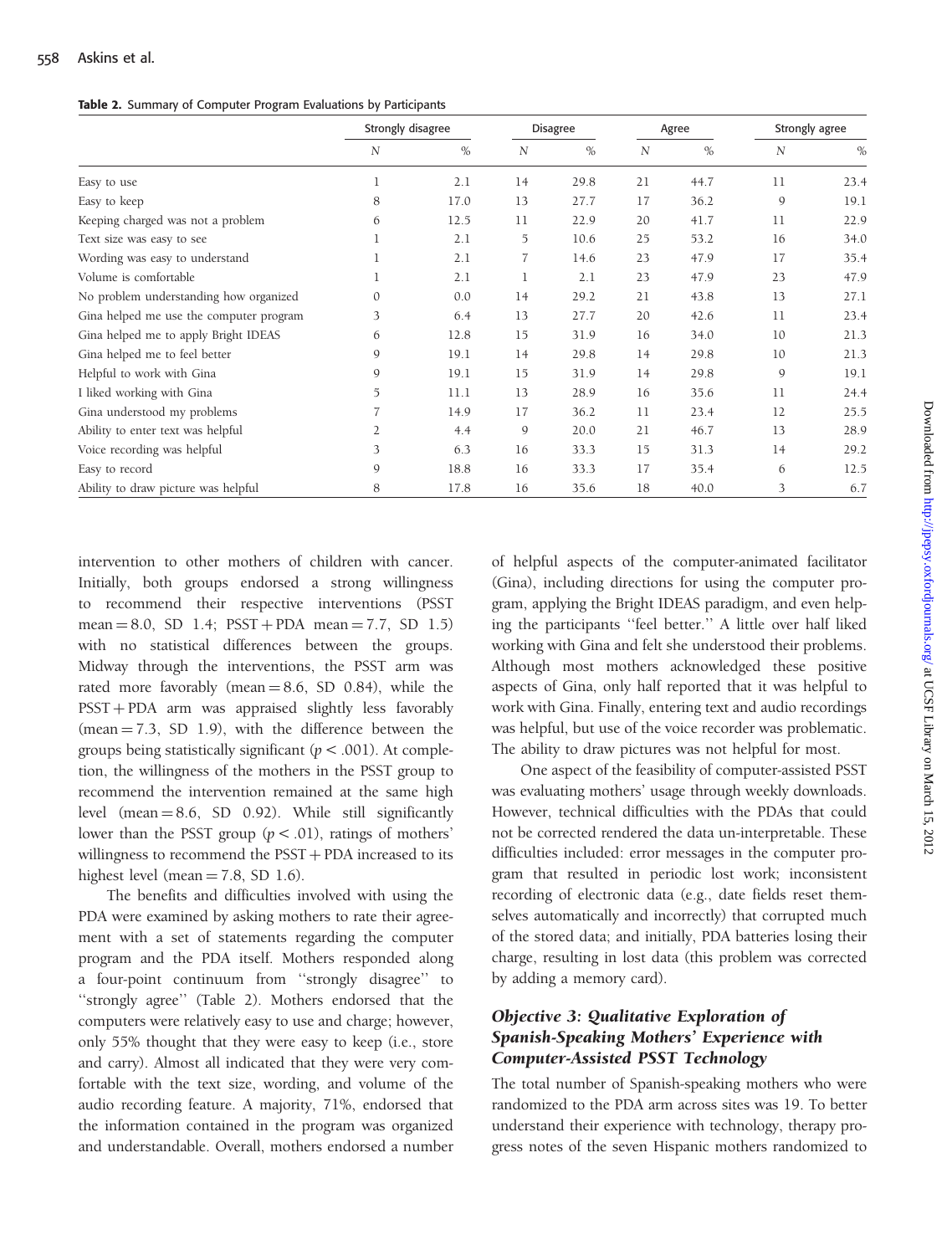**Table 2.** Summary of Computer Program Evaluations by Participants

| | Strongly disagree | | Disagree | | Agree | | Strongly agree | |
|---|---|---|---|---|---|---|---|---|
| | N | % | N | % | N | % | N | % |
| Easy to use | 1 | 2.1 | 14 | 29.8 | 21 | 44.7 | 11 | 23.4 |
| Easy to keep | 8 | 17.0 | 13 | 27.7 | 17 | 36.2 | 9 | 19.1 |
| Keeping charged was not a problem | 6 | 12.5 | 11 | 22.9 | 20 | 41.7 | 11 | 22.9 |
| Text size was easy to see | 1 | 2.1 | 5 | 10.6 | 25 | 53.2 | 16 | 34.0 |
| Wording was easy to understand | 1 | 2.1 | 7 | 14.6 | 23 | 47.9 | 17 | 35.4 |
| Volume is comfortable | 1 | 2.1 | 1 | 2.1 | 23 | 47.9 | 23 | 47.9 |
| No problem understanding how organized | 0 | 0.0 | 14 | 29.2 | 21 | 43.8 | 13 | 27.1 |
| Gina helped me use the computer program | 3 | 6.4 | 13 | 27.7 | 20 | 42.6 | 11 | 23.4 |
| Gina helped me to apply Bright IDEAS | 6 | 12.8 | 15 | 31.9 | 16 | 34.0 | 10 | 21.3 |
| Gina helped me to feel better | 9 | 19.1 | 14 | 29.8 | 14 | 29.8 | 10 | 21.3 |
| Helpful to work with Gina | 9 | 19.1 | 15 | 31.9 | 14 | 29.8 | 9 | 19.1 |
| I liked working with Gina | 5 | 11.1 | 13 | 28.9 | 16 | 35.6 | 11 | 24.4 |
| Gina understood my problems | 7 | 14.9 | 17 | 36.2 | 11 | 23.4 | 12 | 25.5 |
| Ability to enter text was helpful | 2 | 4.4 | 9 | 20.0 | 21 | 46.7 | 13 | 28.9 |
| Voice recording was helpful | 3 | 6.3 | 16 | 33.3 | 15 | 31.3 | 14 | 29.2 |
| Easy to record | 9 | 18.8 | 16 | 33.3 | 17 | 35.4 | 6 | 12.5 |
| Ability to draw picture was helpful | 8 | 17.8 | 16 | 35.6 | 18 | 40.0 | 3 | 6.7 |

intervention to other mothers of children with cancer. Initially, both groups endorsed a strong willingness to recommend their respective interventions (PSST mean = 8.0, SD 1.4; PSST + PDA mean = 7.7, SD 1.5) with no statistical differences between the groups. Midway through the interventions, the PSST arm was rated more favorably (mean = 8.6, SD 0.84), while the PSST + PDA arm was appraised slightly less favorably (mean = 7.3, SD 1.9), with the difference between the groups being statistically significant ($p < .001$). At completion, the willingness of the mothers in the PSST group to recommend the intervention remained at the same high level (mean = 8.6, SD 0.92). While still significantly lower than the PSST group ($p < .01$), ratings of mothers' willingness to recommend the PSST + PDA increased to its highest level (mean = 7.8, SD 1.6).

The benefits and difficulties involved with using the PDA were examined by asking mothers to rate their agreement with a set of statements regarding the computer program and the PDA itself. Mothers responded along a four-point continuum from ''strongly disagree'' to ''strongly agree'' (Table 2). Mothers endorsed that the computers were relatively easy to use and charge; however, only 55% thought that they were easy to keep (i.e., store and carry). Almost all indicated that they were very comfortable with the text size, wording, and volume of the audio recording feature. A majority, 71%, endorsed that the information contained in the program was organized and understandable. Overall, mothers endorsed a number of helpful aspects of the computer-animated facilitator (Gina), including directions for using the computer program, applying the Bright IDEAS paradigm, and even helping the participants ''feel better.'' A little over half liked working with Gina and felt she understood their problems. Although most mothers acknowledged these positive aspects of Gina, only half reported that it was helpful to work with Gina. Finally, entering text and audio recordings was helpful, but use of the voice recorder was problematic. The ability to draw pictures was not helpful for most.

One aspect of the feasibility of computer-assisted PSST was evaluating mothers' usage through weekly downloads. However, technical difficulties with the PDAs that could not be corrected rendered the data un-interpretable. These difficulties included: error messages in the computer program that resulted in periodic lost work; inconsistent recording of electronic data (e.g., date fields reset themselves automatically and incorrectly) that corrupted much of the stored data; and initially, PDA batteries losing their charge, resulting in lost data (this problem was corrected by adding a memory card).

### Objective 3: Qualitative Exploration of Spanish-Speaking Mothers' Experience with Computer-Assisted PSST Technology

The total number of Spanish-speaking mothers who were randomized to the PDA arm across sites was 19. To better understand their experience with technology, therapy progress notes of the seven Hispanic mothers randomized to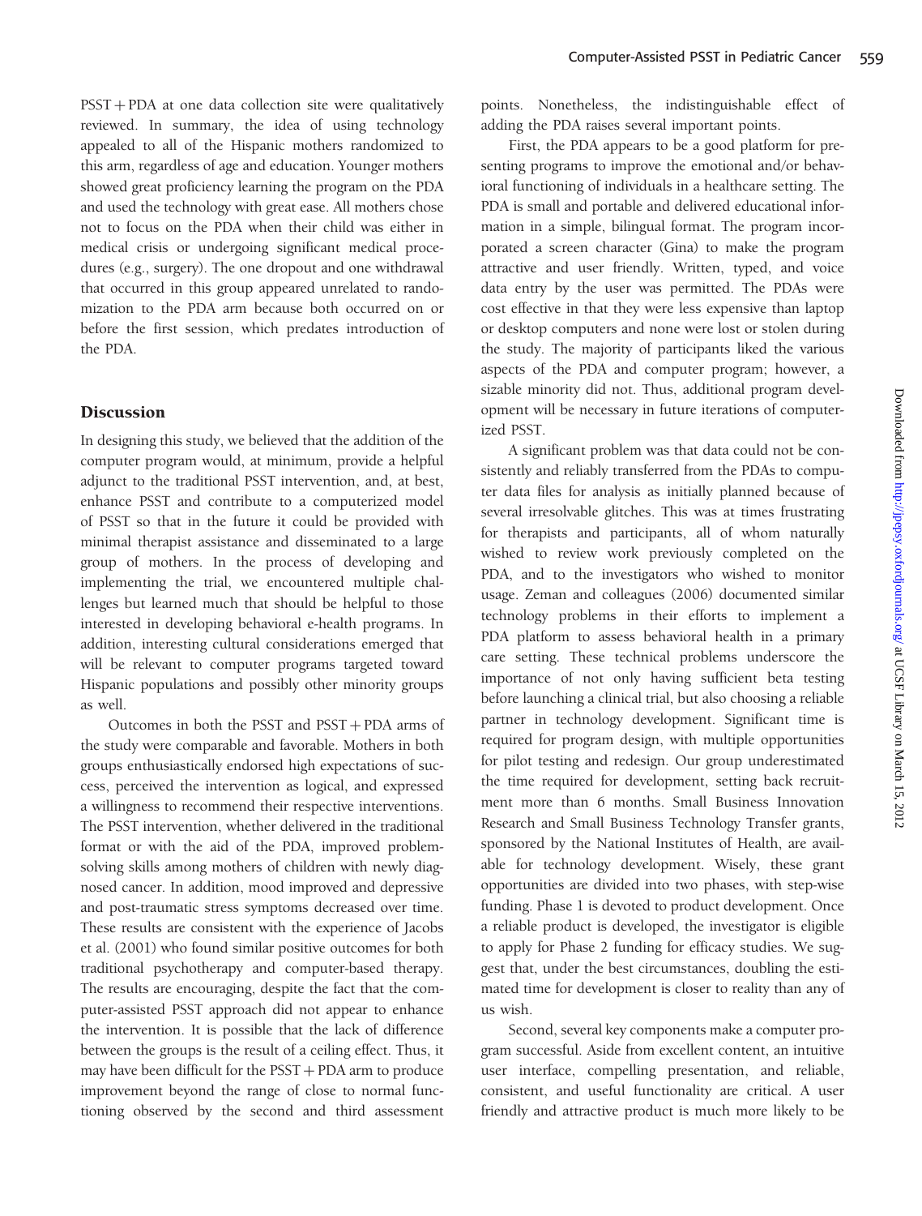PSST + PDA at one data collection site were qualitatively reviewed. In summary, the idea of using technology appealed to all of the Hispanic mothers randomized to this arm, regardless of age and education. Younger mothers showed great proficiency learning the program on the PDA and used the technology with great ease. All mothers chose not to focus on the PDA when their child was either in medical crisis or undergoing significant medical procedures (e.g., surgery). The one dropout and one withdrawal that occurred in this group appeared unrelated to randomization to the PDA arm because both occurred on or before the first session, which predates introduction of the PDA.

## Discussion

In designing this study, we believed that the addition of the computer program would, at minimum, provide a helpful adjunct to the traditional PSST intervention, and, at best, enhance PSST and contribute to a computerized model of PSST so that in the future it could be provided with minimal therapist assistance and disseminated to a large group of mothers. In the process of developing and implementing the trial, we encountered multiple challenges but learned much that should be helpful to those interested in developing behavioral e-health programs. In addition, interesting cultural considerations emerged that will be relevant to computer programs targeted toward Hispanic populations and possibly other minority groups as well.

Outcomes in both the PSST and PSST + PDA arms of the study were comparable and favorable. Mothers in both groups enthusiastically endorsed high expectations of success, perceived the intervention as logical, and expressed a willingness to recommend their respective interventions. The PSST intervention, whether delivered in the traditional format or with the aid of the PDA, improved problem-solving skills among mothers of children with newly diagnosed cancer. In addition, mood improved and depressive and post-traumatic stress symptoms decreased over time. These results are consistent with the experience of Jacobs et al. (2001) who found similar positive outcomes for both traditional psychotherapy and computer-based therapy. The results are encouraging, despite the fact that the computer-assisted PSST approach did not appear to enhance the intervention. It is possible that the lack of difference between the groups is the result of a ceiling effect. Thus, it may have been difficult for the PSST + PDA arm to produce improvement beyond the range of close to normal functioning observed by the second and third assessment points. Nonetheless, the indistinguishable effect of adding the PDA raises several important points.

First, the PDA appears to be a good platform for presenting programs to improve the emotional and/or behavioral functioning of individuals in a healthcare setting. The PDA is small and portable and delivered educational information in a simple, bilingual format. The program incorporated a screen character (Gina) to make the program attractive and user friendly. Written, typed, and voice data entry by the user was permitted. The PDAs were cost effective in that they were less expensive than laptop or desktop computers and none were lost or stolen during the study. The majority of participants liked the various aspects of the PDA and computer program; however, a sizable minority did not. Thus, additional program development will be necessary in future iterations of computerized PSST.

A significant problem was that data could not be consistently and reliably transferred from the PDAs to computer data files for analysis as initially planned because of several irresolvable glitches. This was at times frustrating for therapists and participants, all of whom naturally wished to review work previously completed on the PDA, and to the investigators who wished to monitor usage. Zeman and colleagues (2006) documented similar technology problems in their efforts to implement a PDA platform to assess behavioral health in a primary care setting. These technical problems underscore the importance of not only having sufficient beta testing before launching a clinical trial, but also choosing a reliable partner in technology development. Significant time is required for program design, with multiple opportunities for pilot testing and redesign. Our group underestimated the time required for development, setting back recruitment more than 6 months. Small Business Innovation Research and Small Business Technology Transfer grants, sponsored by the National Institutes of Health, are available for technology development. Wisely, these grant opportunities are divided into two phases, with step-wise funding. Phase 1 is devoted to product development. Once a reliable product is developed, the investigator is eligible to apply for Phase 2 funding for efficacy studies. We suggest that, under the best circumstances, doubling the estimated time for development is closer to reality than any of us wish.

Second, several key components make a computer program successful. Aside from excellent content, an intuitive user interface, compelling presentation, and reliable, consistent, and useful functionality are critical. A user friendly and attractive product is much more likely to be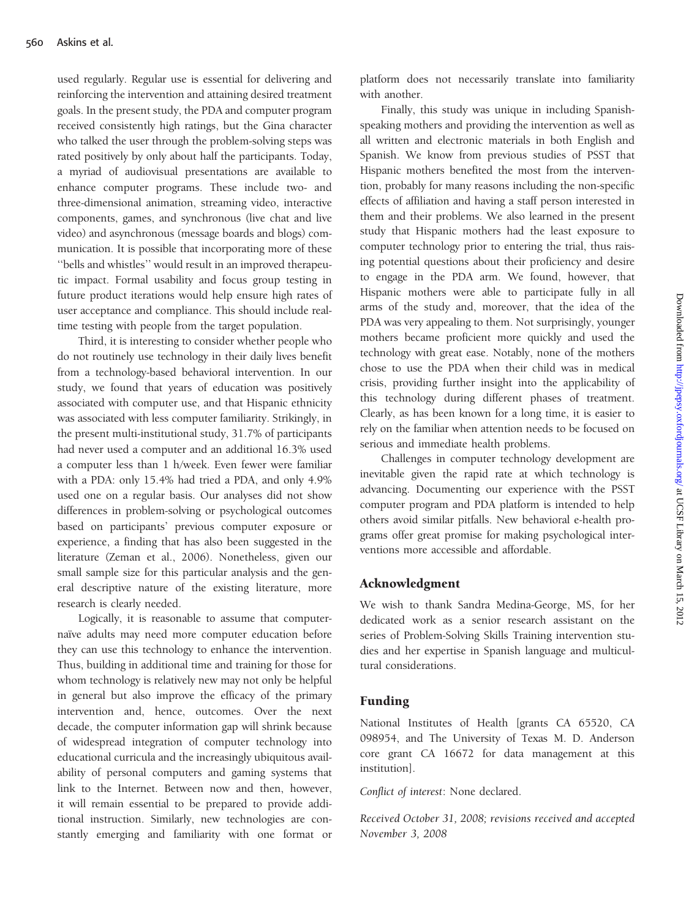used regularly. Regular use is essential for delivering and reinforcing the intervention and attaining desired treatment goals. In the present study, the PDA and computer program received consistently high ratings, but the Gina character who talked the user through the problem-solving steps was rated positively by only about half the participants. Today, a myriad of audiovisual presentations are available to enhance computer programs. These include two- and three-dimensional animation, streaming video, interactive components, games, and synchronous (live chat and live video) and asynchronous (message boards and blogs) communication. It is possible that incorporating more of these ''bells and whistles'' would result in an improved therapeutic impact. Formal usability and focus group testing in future product iterations would help ensure high rates of user acceptance and compliance. This should include real-time testing with people from the target population.

Third, it is interesting to consider whether people who do not routinely use technology in their daily lives benefit from a technology-based behavioral intervention. In our study, we found that years of education was positively associated with computer use, and that Hispanic ethnicity was associated with less computer familiarity. Strikingly, in the present multi-institutional study, 31.7% of participants had never used a computer and an additional 16.3% used a computer less than 1 h/week. Even fewer were familiar with a PDA: only 15.4% had tried a PDA, and only 4.9% used one on a regular basis. Our analyses did not show differences in problem-solving or psychological outcomes based on participants' previous computer exposure or experience, a finding that has also been suggested in the literature (Zeman et al., 2006). Nonetheless, given our small sample size for this particular analysis and the general descriptive nature of the existing literature, more research is clearly needed.

Logically, it is reasonable to assume that computer-naïve adults may need more computer education before they can use this technology to enhance the intervention. Thus, building in additional time and training for those for whom technology is relatively new may not only be helpful in general but also improve the efficacy of the primary intervention and, hence, outcomes. Over the next decade, the computer information gap will shrink because of widespread integration of computer technology into educational curricula and the increasingly ubiquitous availability of personal computers and gaming systems that link to the Internet. Between now and then, however, it will remain essential to be prepared to provide additional instruction. Similarly, new technologies are constantly emerging and familiarity with one format or platform does not necessarily translate into familiarity with another.

Finally, this study was unique in including Spanish-speaking mothers and providing the intervention as well as all written and electronic materials in both English and Spanish. We know from previous studies of PSST that Hispanic mothers benefited the most from the intervention, probably for many reasons including the non-specific effects of affiliation and having a staff person interested in them and their problems. We also learned in the present study that Hispanic mothers had the least exposure to computer technology prior to entering the trial, thus raising potential questions about their proficiency and desire to engage in the PDA arm. We found, however, that Hispanic mothers were able to participate fully in all arms of the study and, moreover, that the idea of the PDA was very appealing to them. Not surprisingly, younger mothers became proficient more quickly and used the technology with great ease. Notably, none of the mothers chose to use the PDA when their child was in medical crisis, providing further insight into the applicability of this technology during different phases of treatment. Clearly, as has been known for a long time, it is easier to rely on the familiar when attention needs to be focused on serious and immediate health problems.

Challenges in computer technology development are inevitable given the rapid rate at which technology is advancing. Documenting our experience with the PSST computer program and PDA platform is intended to help others avoid similar pitfalls. New behavioral e-health programs offer great promise for making psychological interventions more accessible and affordable.

## Acknowledgment

We wish to thank Sandra Medina-George, MS, for her dedicated work as a senior research assistant on the series of Problem-Solving Skills Training intervention studies and her expertise in Spanish language and multicultural considerations.

## Funding

National Institutes of Health [grants CA 65520, CA 098954, and The University of Texas M. D. Anderson core grant CA 16672 for data management at this institution].

*Conflict of interest*: None declared.

*Received October 31, 2008; revisions received and accepted November 3, 2008*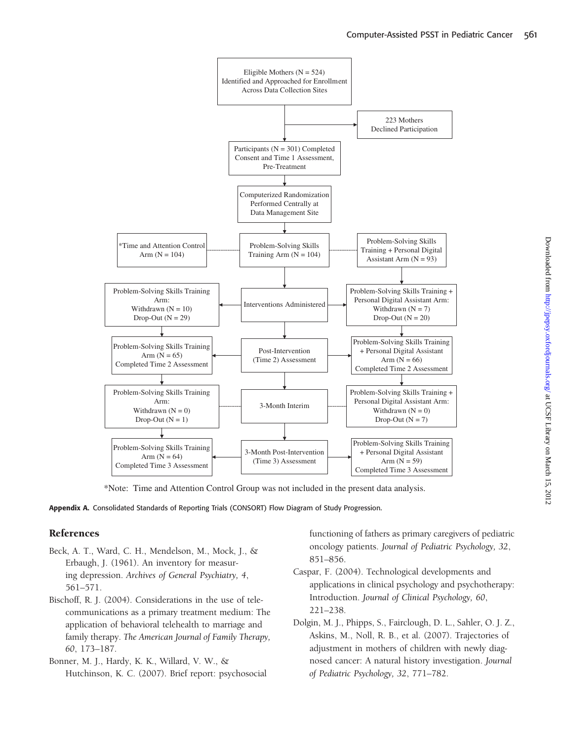Eligible Mothers (N = 524) Identified and Approached for Enrollment Across Data Collection Sites

223 Mothers Declined Participation

Participants (N = 301) Completed Consent and Time 1 Assessment, Pre-Treatment

Computerized Randomization Performed Centrally at Data Management Site

*Time and Attention Control Arm (N = 104)

Problem-Solving Skills Training Arm (N = 104)

Problem-Solving Skills Training + Personal Digital Assistant Arm (N = 93)

Problem-Solving Skills Training Arm: Withdrawn (N = 10) Drop-Out (N = 29)

Interventions Administered

Problem-Solving Skills Training + Personal Digital Assistant Arm: Withdrawn (N = 7) Drop-Out (N = 20)

Problem-Solving Skills Training Arm (N = 65) Completed Time 2 Assessment

Post-Intervention (Time 2) Assessment

Problem-Solving Skills Training + Personal Digital Assistant Arm (N = 66) Completed Time 2 Assessment

Problem-Solving Skills Training Arm: Withdrawn (N = 0) Drop-Out (N = 1)

3-Month Interim

Problem-Solving Skills Training + Personal Digital Assistant Arm: Withdrawn (N = 0) Drop-Out (N = 7)

Problem-Solving Skills Training Arm (N = 64) Completed Time 3 Assessment

3-Month Post-Intervention (Time 3) Assessment

Problem-Solving Skills Training + Personal Digital Assistant Arm (N = 59) Completed Time 3 Assessment

*Note: Time and Attention Control Group was not included in the present data analysis.

**Appendix A.** Consolidated Standards of Reporting Trials (CONSORT) Flow Diagram of Study Progression.

## References

Beck, A. T., Ward, C. H., Mendelson, M., Mock, J., & Erbaugh, J. (1961). An inventory for measuring depression. *Archives of General Psychiatry, 4*, 561–571.

Bischoff, R. J. (2004). Considerations in the use of telecommunications as a primary treatment medium: The application of behavioral telehealth to marriage and family therapy. *The American Journal of Family Therapy, 60*, 173–187.

Bonner, M. J., Hardy, K. K., Willard, V. W., & Hutchinson, K. C. (2007). Brief report: psychosocial functioning of fathers as primary caregivers of pediatric oncology patients. *Journal of Pediatric Psychology, 32*, 851–856.

Caspar, F. (2004). Technological developments and applications in clinical psychology and psychotherapy: Introduction. *Journal of Clinical Psychology, 60*, 221–238.

Dolgin, M. J., Phipps, S., Fairclough, D. L., Sahler, O. J. Z., Askins, M., Noll, R. B., et al. (2007). Trajectories of adjustment in mothers of children with newly diagnosed cancer: A natural history investigation. *Journal of Pediatric Psychology, 32*, 771–782.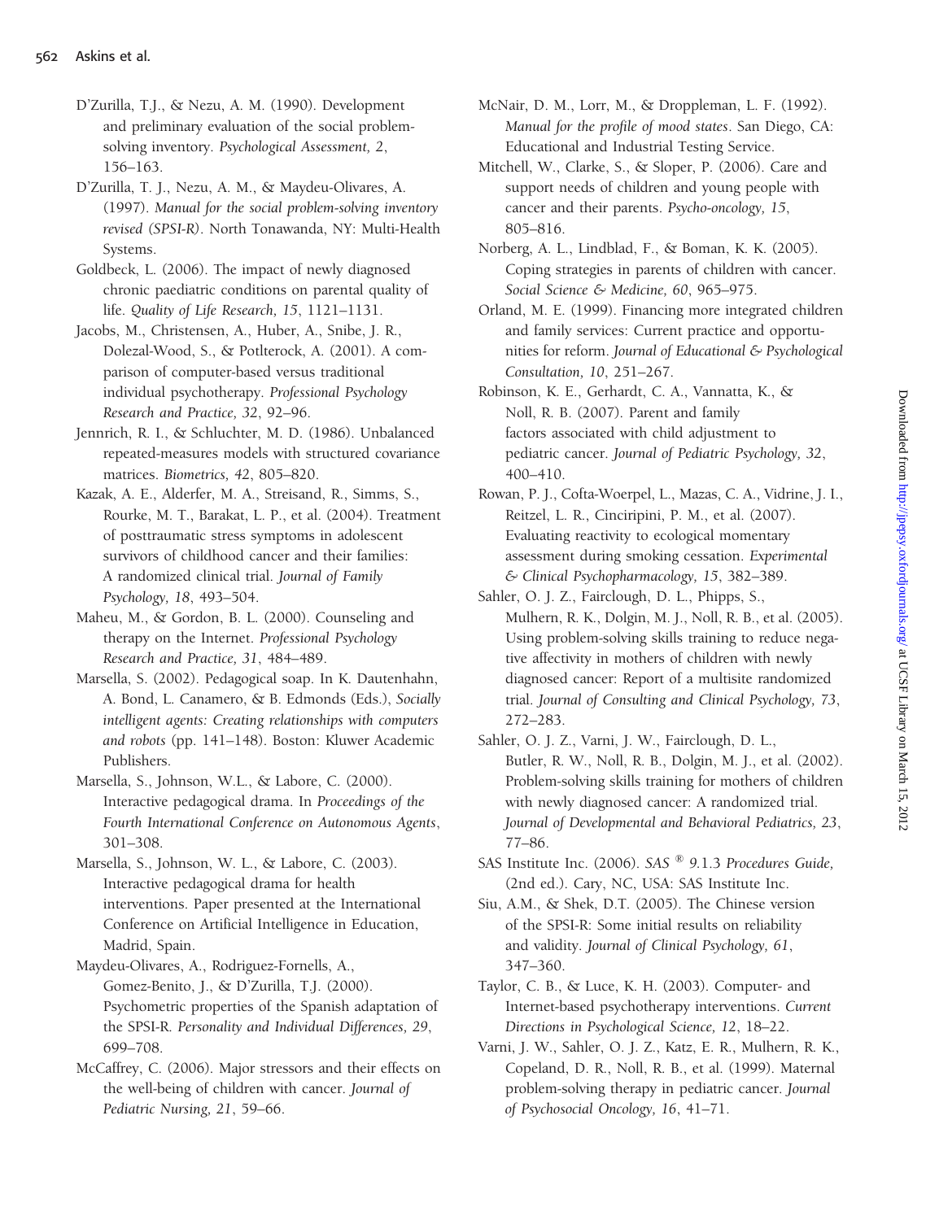D'Zurilla, T.J., & Nezu, A. M. (1990). Development and preliminary evaluation of the social problem-solving inventory. *Psychological Assessment, 2*, 156–163.

D'Zurilla, T. J., Nezu, A. M., & Maydeu-Olivares, A. (1997). *Manual for the social problem-solving inventory revised (SPSI-R)*. North Tonawanda, NY: Multi-Health Systems.

Goldbeck, L. (2006). The impact of newly diagnosed chronic paediatric conditions on parental quality of life. *Quality of Life Research, 15*, 1121–1131.

Jacobs, M., Christensen, A., Huber, A., Snibe, J. R., Dolezal-Wood, S., & Potlterock, A. (2001). A comparison of computer-based versus traditional individual psychotherapy. *Professional Psychology Research and Practice, 32*, 92–96.

Jennrich, R. I., & Schluchter, M. D. (1986). Unbalanced repeated-measures models with structured covariance matrices. *Biometrics, 42*, 805–820.

Kazak, A. E., Alderfer, M. A., Streisand, R., Simms, S., Rourke, M. T., Barakat, L. P., et al. (2004). Treatment of posttraumatic stress symptoms in adolescent survivors of childhood cancer and their families: A randomized clinical trial. *Journal of Family Psychology, 18*, 493–504.

Maheu, M., & Gordon, B. L. (2000). Counseling and therapy on the Internet. *Professional Psychology Research and Practice, 31*, 484–489.

Marsella, S. (2002). Pedagogical soap. In K. Dautenhahn, A. Bond, L. Canamero, & B. Edmonds (Eds.), *Socially intelligent agents: Creating relationships with computers and robots* (pp. 141–148). Boston: Kluwer Academic Publishers.

Marsella, S., Johnson, W.L., & Labore, C. (2000). Interactive pedagogical drama. In *Proceedings of the Fourth International Conference on Autonomous Agents*, 301–308.

Marsella, S., Johnson, W. L., & Labore, C. (2003). Interactive pedagogical drama for health interventions. Paper presented at the International Conference on Artificial Intelligence in Education, Madrid, Spain.

Maydeu-Olivares, A., Rodriguez-Fornells, A., Gomez-Benito, J., & D'Zurilla, T.J. (2000). Psychometric properties of the Spanish adaptation of the SPSI-R. *Personality and Individual Differences, 29*, 699–708.

McCaffrey, C. (2006). Major stressors and their effects on the well-being of children with cancer. *Journal of Pediatric Nursing, 21*, 59–66.

McNair, D. M., Lorr, M., & Droppleman, L. F. (1992). *Manual for the profile of mood states*. San Diego, CA: Educational and Industrial Testing Service.

Mitchell, W., Clarke, S., & Sloper, P. (2006). Care and support needs of children and young people with cancer and their parents. *Psycho-oncology, 15*, 805–816.

Norberg, A. L., Lindblad, F., & Boman, K. K. (2005). Coping strategies in parents of children with cancer. *Social Science & Medicine, 60*, 965–975.

Orland, M. E. (1999). Financing more integrated children and family services: Current practice and opportunities for reform. *Journal of Educational & Psychological Consultation, 10*, 251–267.

Robinson, K. E., Gerhardt, C. A., Vannatta, K., & Noll, R. B. (2007). Parent and family factors associated with child adjustment to pediatric cancer. *Journal of Pediatric Psychology, 32*, 400–410.

Rowan, P. J., Cofta-Woerpel, L., Mazas, C. A., Vidrine, J. I., Reitzel, L. R., Cinciripini, P. M., et al. (2007). Evaluating reactivity to ecological momentary assessment during smoking cessation. *Experimental & Clinical Psychopharmacology, 15*, 382–389.

Sahler, O. J. Z., Fairclough, D. L., Phipps, S., Mulhern, R. K., Dolgin, M. J., Noll, R. B., et al. (2005). Using problem-solving skills training to reduce negative affectivity in mothers of children with newly diagnosed cancer: Report of a multisite randomized trial. *Journal of Consulting and Clinical Psychology, 73*, 272–283.

Sahler, O. J. Z., Varni, J. W., Fairclough, D. L., Butler, R. W., Noll, R. B., Dolgin, M. J., et al. (2002). Problem-solving skills training for mothers of children with newly diagnosed cancer: A randomized trial. *Journal of Developmental and Behavioral Pediatrics, 23*, 77–86.

SAS Institute Inc. (2006). *SAS ® 9.1.3 Procedures Guide*, (2nd ed.). Cary, NC, USA: SAS Institute Inc.

Siu, A.M., & Shek, D.T. (2005). The Chinese version of the SPSI-R: Some initial results on reliability and validity. *Journal of Clinical Psychology, 61*, 347–360.

Taylor, C. B., & Luce, K. H. (2003). Computer- and Internet-based psychotherapy interventions. *Current Directions in Psychological Science, 12*, 18–22.

Varni, J. W., Sahler, O. J. Z., Katz, E. R., Mulhern, R. K., Copeland, D. R., Noll, R. B., et al. (1999). Maternal problem-solving therapy in pediatric cancer. *Journal of Psychosocial Oncology, 16*, 41–71.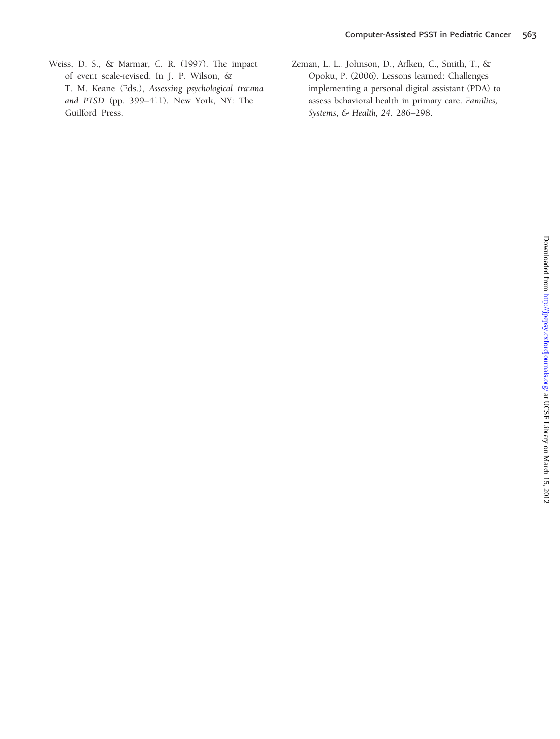Weiss, D. S., & Marmar, C. R. (1997). The impact of event scale-revised. In J. P. Wilson, & T. M. Keane (Eds.), *Assessing psychological trauma and PTSD* (pp. 399–411). New York, NY: The Guilford Press.

Zeman, L. L., Johnson, D., Arfken, C., Smith, T., & Opoku, P. (2006). Lessons learned: Challenges implementing a personal digital assistant (PDA) to assess behavioral health in primary care. *Families, Systems, & Health*, *24*, 286–298.